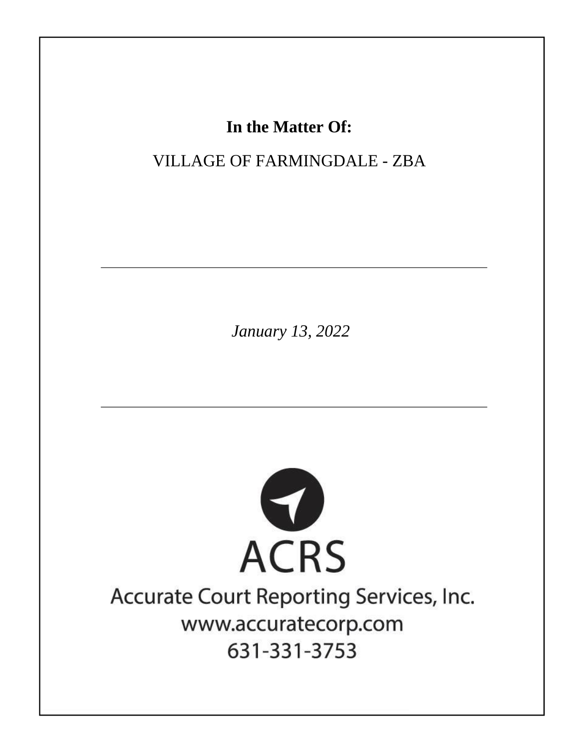**In the Matter Of:**

VILLAGE OF FARMINGDALE - ZBA

---

*January 13, 2022*

---

ACRS

Accurate Court Reporting Services, Inc.

www.accuratecorp.com

631-331-3753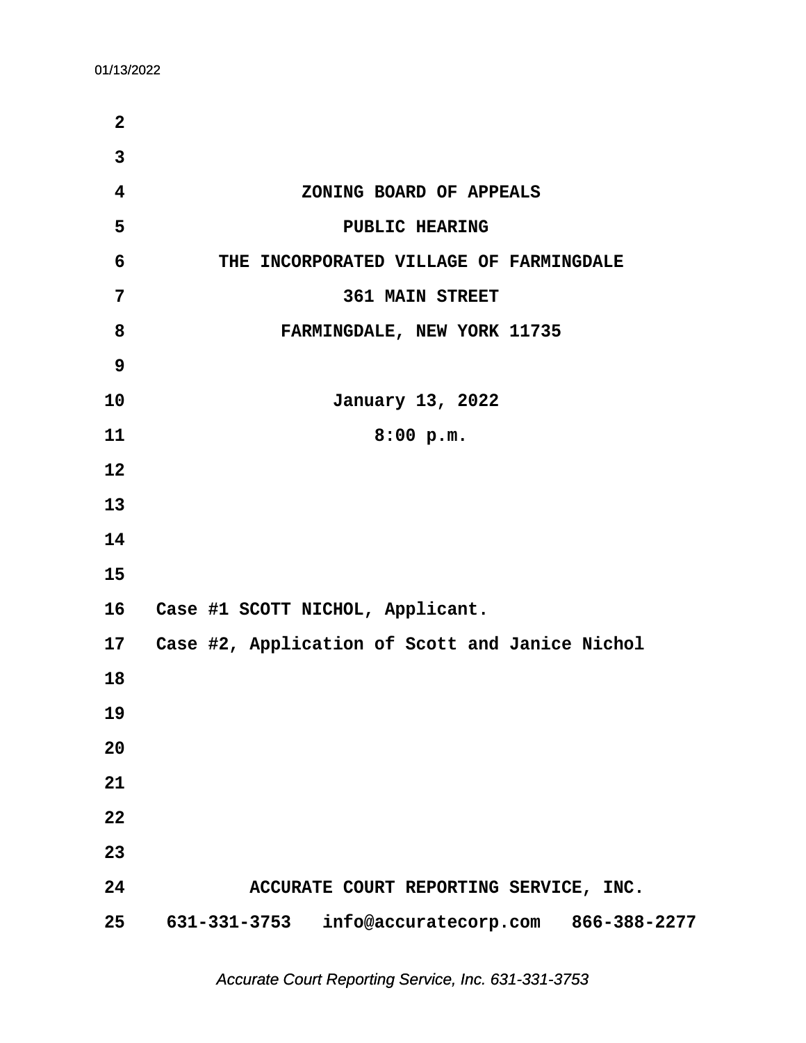ZONING BOARD OF APPEALS

PUBLIC HEARING

THE INCORPORATED VILLAGE OF FARMINGDALE

361 MAIN STREET

FARMINGDALE, NEW YORK 11735

January 13, 2022

8:00 p.m.

Case #1 SCOTT NICHOL, Applicant.

Case #2, Application of Scott and Janice Nichol

ACCURATE COURT REPORTING SERVICE, INC.

631-331-3753   info@accuratecorp.com   866-388-2277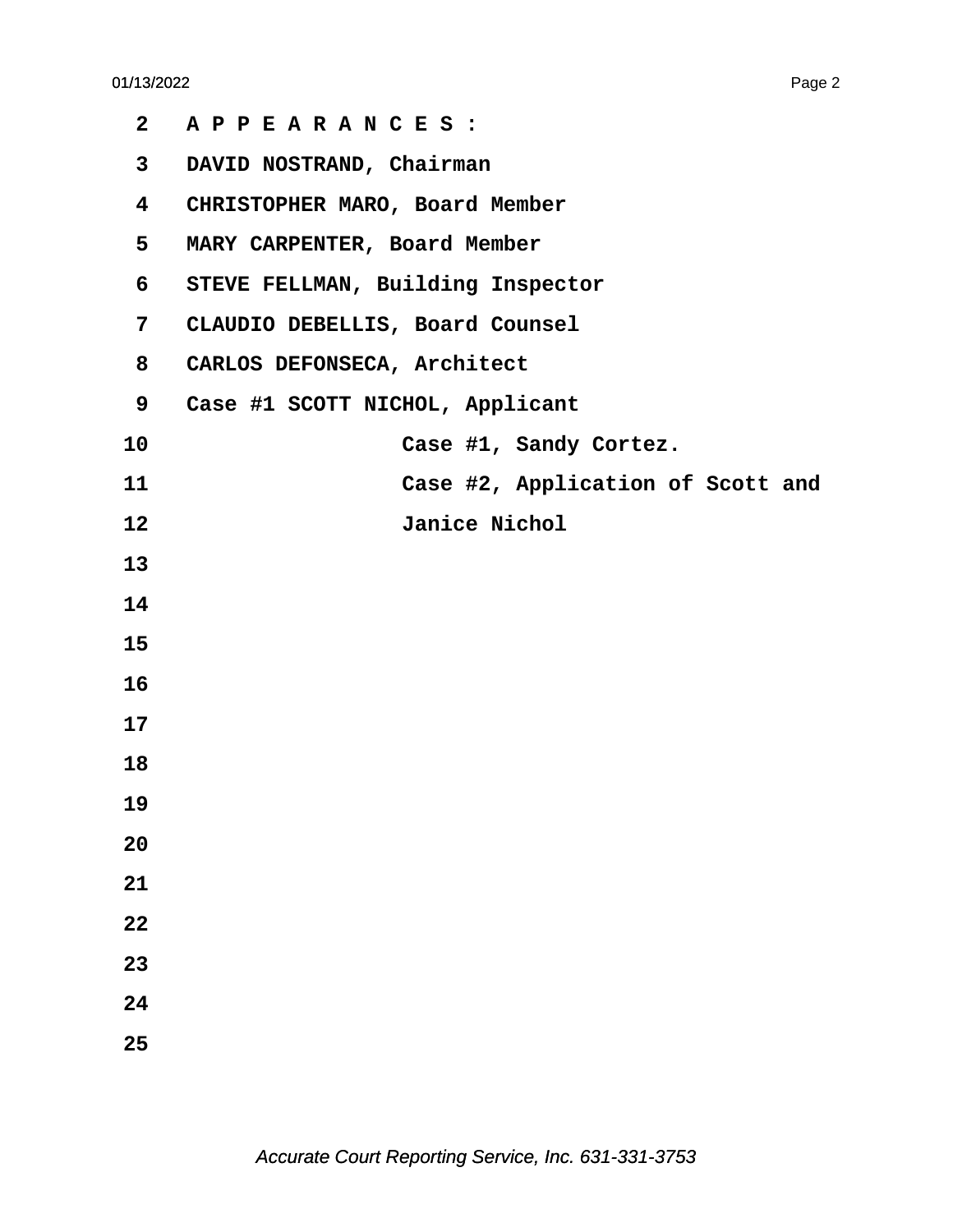2 A P P E A R A N C E S :

3 DAVID NOSTRAND, Chairman

4 CHRISTOPHER MARO, Board Member

5 MARY CARPENTER, Board Member

6 STEVE FELLMAN, Building Inspector

7 CLAUDIO DEBELLIS, Board Counsel

8 CARLOS DEFONSECA, Architect

9 Case #1 SCOTT NICHOL, Applicant

10 Case #1, Sandy Cortez.

11 Case #2, Application of Scott and

12 Janice Nichol

13

14

15

16

17

18

19

20

21

22

23

24

25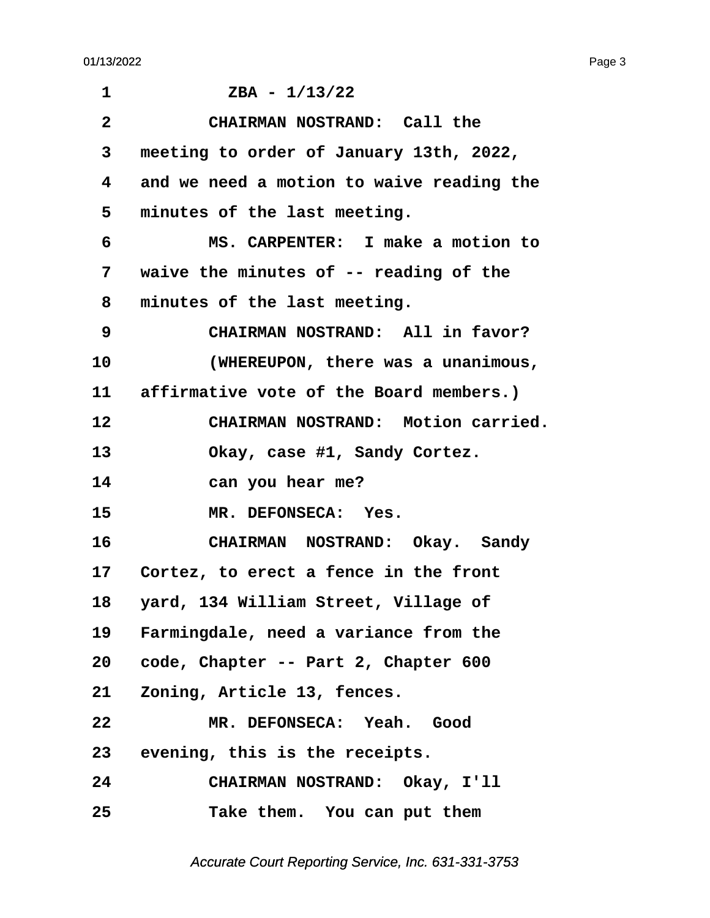1 ZBA - 1/13/22

2 CHAIRMAN NOSTRAND: Call the

3 meeting to order of January 13th, 2022,

4 and we need a motion to waive reading the

5 minutes of the last meeting.

6 MS. CARPENTER: I make a motion to

7 waive the minutes of -- reading of the

8 minutes of the last meeting.

9 CHAIRMAN NOSTRAND: All in favor?

10 (WHEREUPON, there was a unanimous,

11 affirmative vote of the Board members.)

12 CHAIRMAN NOSTRAND: Motion carried.

13 Okay, case #1, Sandy Cortez.

14 can you hear me?

15 MR. DEFONSECA: Yes.

16 CHAIRMAN NOSTRAND: Okay. Sandy

17 Cortez, to erect a fence in the front

18 yard, 134 William Street, Village of

19 Farmingdale, need a variance from the

20 code, Chapter -- Part 2, Chapter 600

21 Zoning, Article 13, fences.

22 MR. DEFONSECA: Yeah. Good

23 evening, this is the receipts.

24 CHAIRMAN NOSTRAND: Okay, I'll

25 Take them. You can put them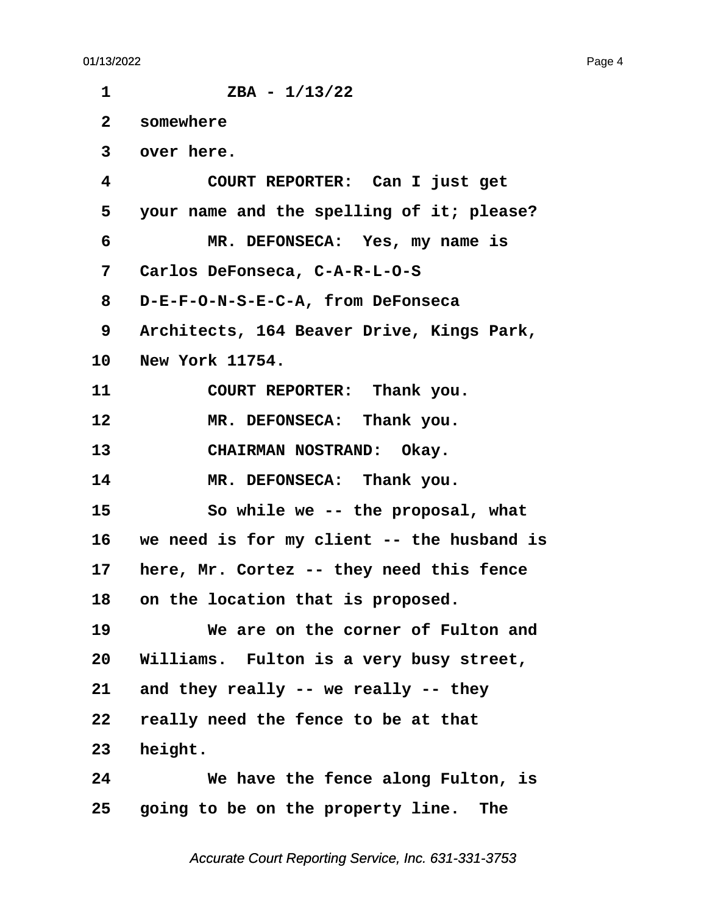ZBA - 1/13/22

somewhere over here.

COURT REPORTER: Can I just get your name and the spelling of it; please?

MR. DEFONSECA: Yes, my name is Carlos DeFonseca, C-A-R-L-O-S D-E-F-O-N-S-E-C-A, from DeFonseca Architects, 164 Beaver Drive, Kings Park, New York 11754.

COURT REPORTER: Thank you.

MR. DEFONSECA: Thank you.

CHAIRMAN NOSTRAND: Okay.

MR. DEFONSECA: Thank you.

So while we -- the proposal, what we need is for my client -- the husband is here, Mr. Cortez -- they need this fence on the location that is proposed.

We are on the corner of Fulton and Williams. Fulton is a very busy street, and they really -- we really -- they really need the fence to be at that height.

We have the fence along Fulton, is going to be on the property line. The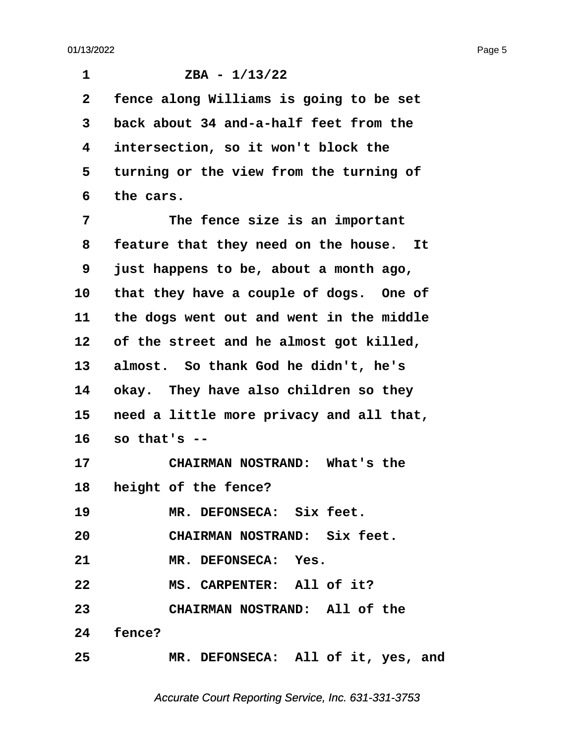1 ZBA - 1/13/22

2 fence along Williams is going to be set

3 back about 34 and-a-half feet from the

4 intersection, so it won't block the

5 turning or the view from the turning of

6 the cars.

7 The fence size is an important

8 feature that they need on the house. It

9 just happens to be, about a month ago,

10 that they have a couple of dogs. One of

11 the dogs went out and went in the middle

12 of the street and he almost got killed,

13 almost. So thank God he didn't, he's

14 okay. They have also children so they

15 need a little more privacy and all that,

16 so that's --

17 CHAIRMAN NOSTRAND: What's the

18 height of the fence?

19 MR. DEFONSECA: Six feet.

20 CHAIRMAN NOSTRAND: Six feet.

21 MR. DEFONSECA: Yes.

22 MS. CARPENTER: All of it?

23 CHAIRMAN NOSTRAND: All of the

24 fence?

25 MR. DEFONSECA: All of it, yes, and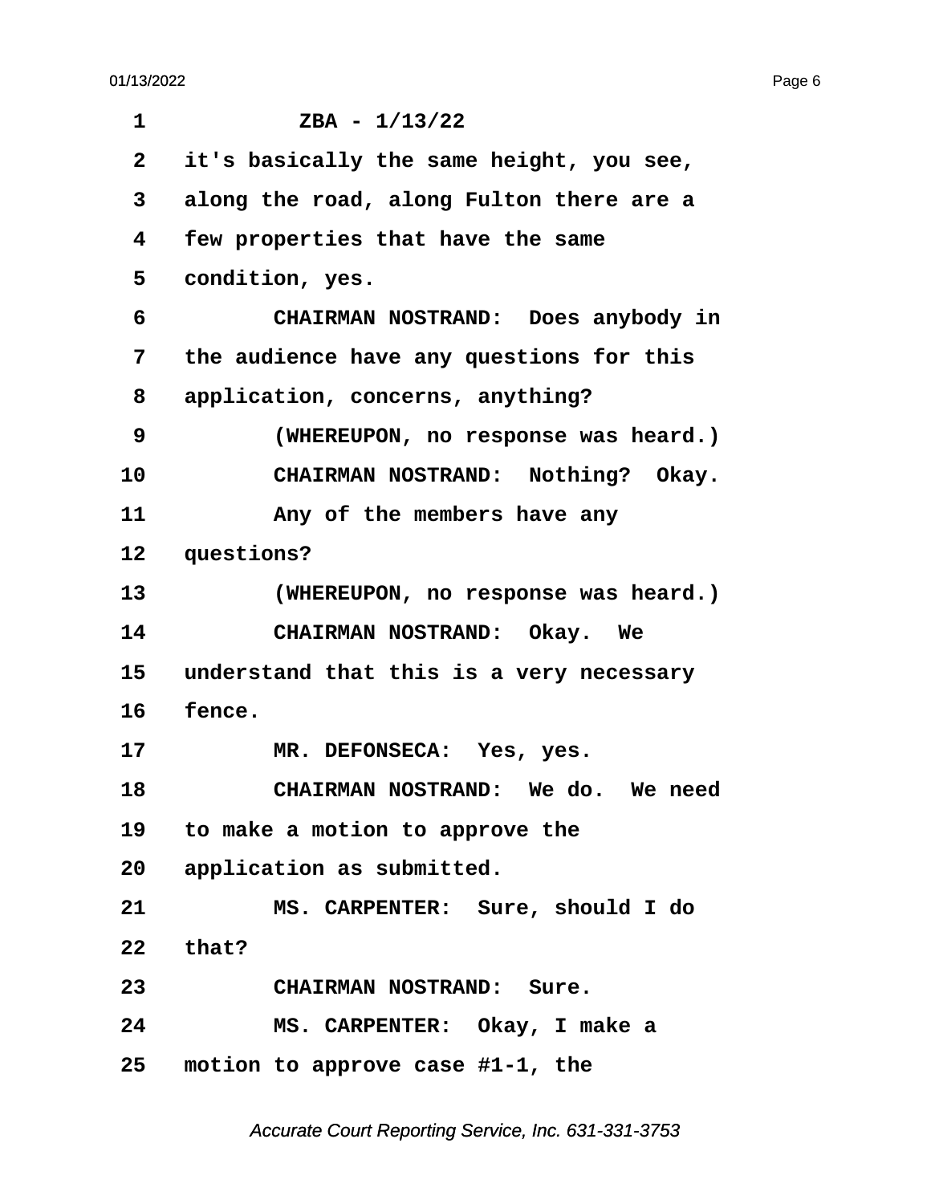ZBA - 1/13/22

it's basically the same height, you see, along the road, along Fulton there are a few properties that have the same condition, yes.

CHAIRMAN NOSTRAND: Does anybody in the audience have any questions for this application, concerns, anything?

(WHEREUPON, no response was heard.)

CHAIRMAN NOSTRAND: Nothing? Okay. Any of the members have any questions?

(WHEREUPON, no response was heard.)

CHAIRMAN NOSTRAND: Okay. We understand that this is a very necessary fence.

MR. DEFONSECA: Yes, yes.

CHAIRMAN NOSTRAND: We do. We need to make a motion to approve the application as submitted.

MS. CARPENTER: Sure, should I do that?

CHAIRMAN NOSTRAND: Sure.

MS. CARPENTER: Okay, I make a motion to approve case #1-1, the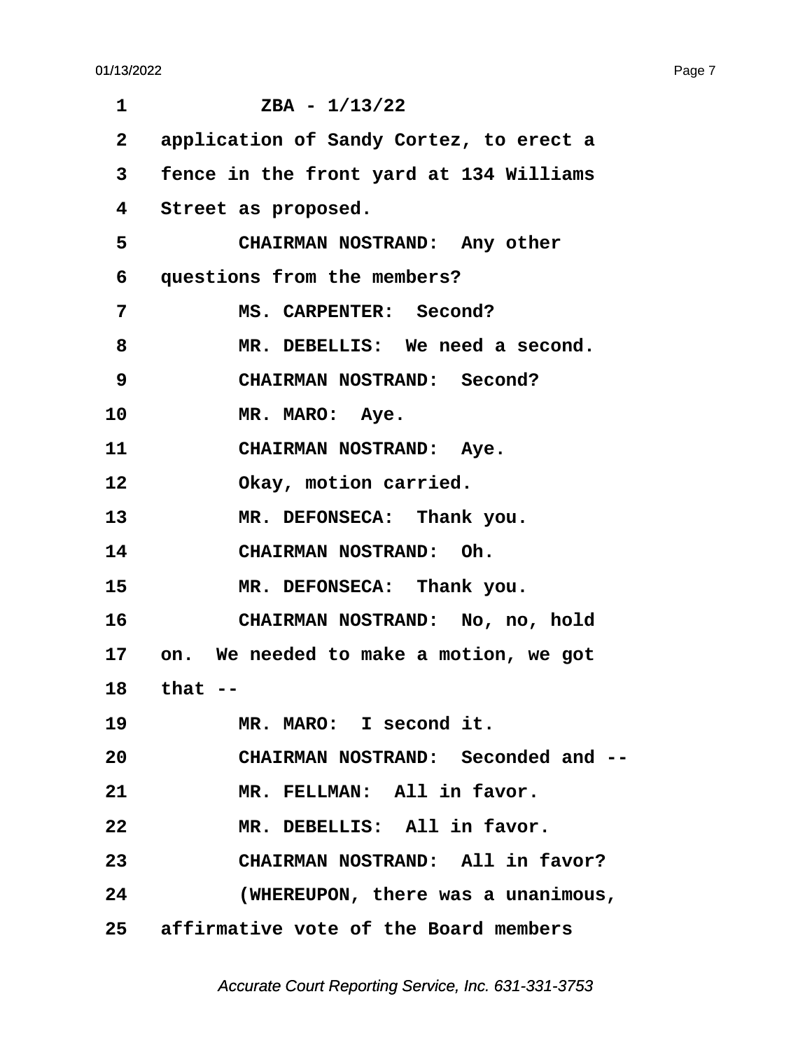ZBA - 1/13/22

application of Sandy Cortez, to erect a fence in the front yard at 134 Williams Street as proposed.

CHAIRMAN NOSTRAND: Any other questions from the members?

MS. CARPENTER: Second?

MR. DEBELLIS: We need a second.

CHAIRMAN NOSTRAND: Second?

MR. MARO: Aye.

CHAIRMAN NOSTRAND: Aye.

Okay, motion carried.

MR. DEFONSECA: Thank you.

CHAIRMAN NOSTRAND: Oh.

MR. DEFONSECA: Thank you.

CHAIRMAN NOSTRAND: No, no, hold on. We needed to make a motion, we got that --

MR. MARO: I second it.

CHAIRMAN NOSTRAND: Seconded and --

MR. FELLMAN: All in favor.

MR. DEBELLIS: All in favor.

CHAIRMAN NOSTRAND: All in favor?

(WHEREUPON, there was a unanimous, affirmative vote of the Board members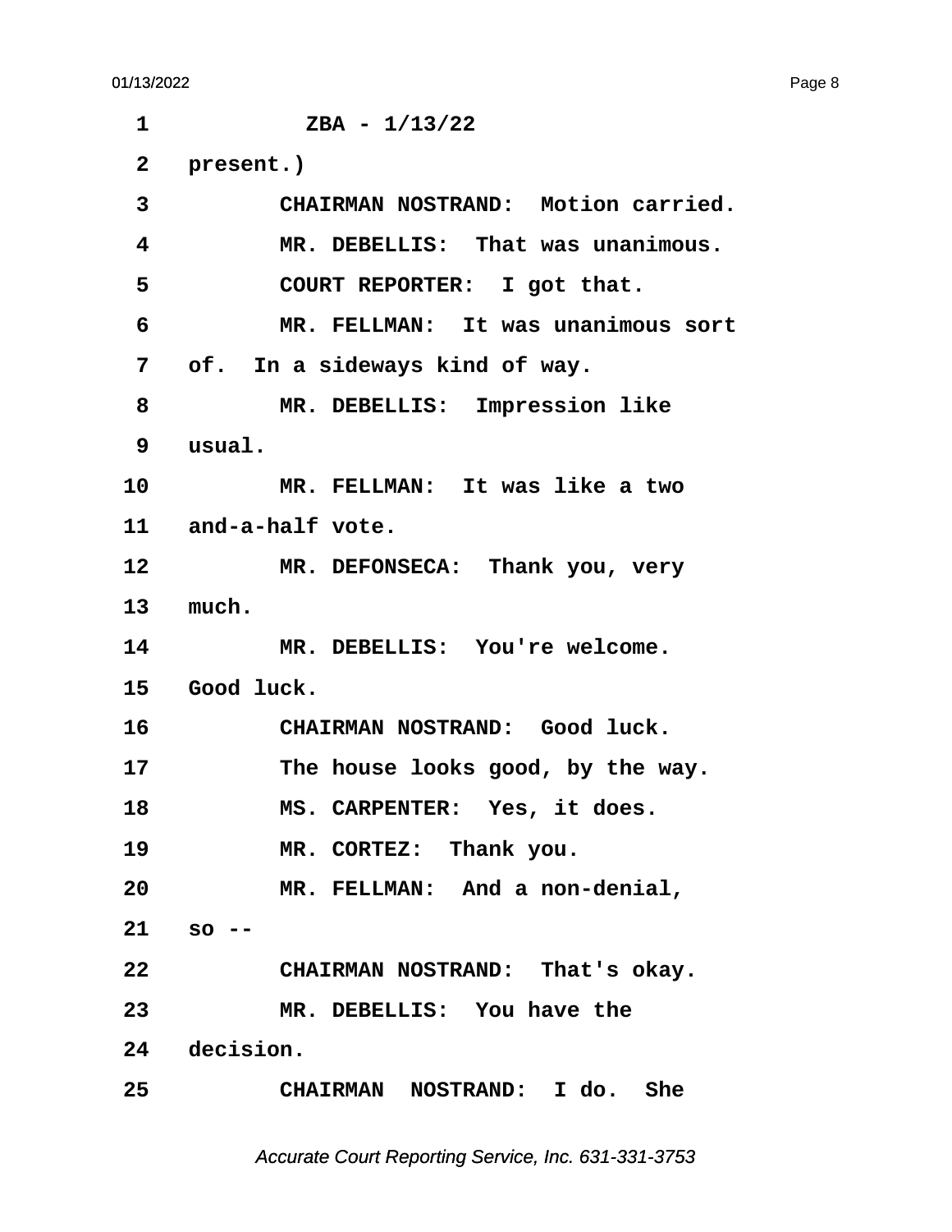1 ZBA - 1/13/22

2 present.)

3 CHAIRMAN NOSTRAND: Motion carried.

4 MR. DEBELLIS: That was unanimous.

5 COURT REPORTER: I got that.

6 MR. FELLMAN: It was unanimous sort

7 of. In a sideways kind of way.

8 MR. DEBELLIS: Impression like

9 usual.

10 MR. FELLMAN: It was like a two

11 and-a-half vote.

12 MR. DEFONSECA: Thank you, very

13 much.

14 MR. DEBELLIS: You're welcome.

15 Good luck.

16 CHAIRMAN NOSTRAND: Good luck.

17 The house looks good, by the way.

18 MS. CARPENTER: Yes, it does.

19 MR. CORTEZ: Thank you.

20 MR. FELLMAN: And a non-denial,

21 so --

22 CHAIRMAN NOSTRAND: That's okay.

23 MR. DEBELLIS: You have the

24 decision.

25 CHAIRMAN NOSTRAND: I do. She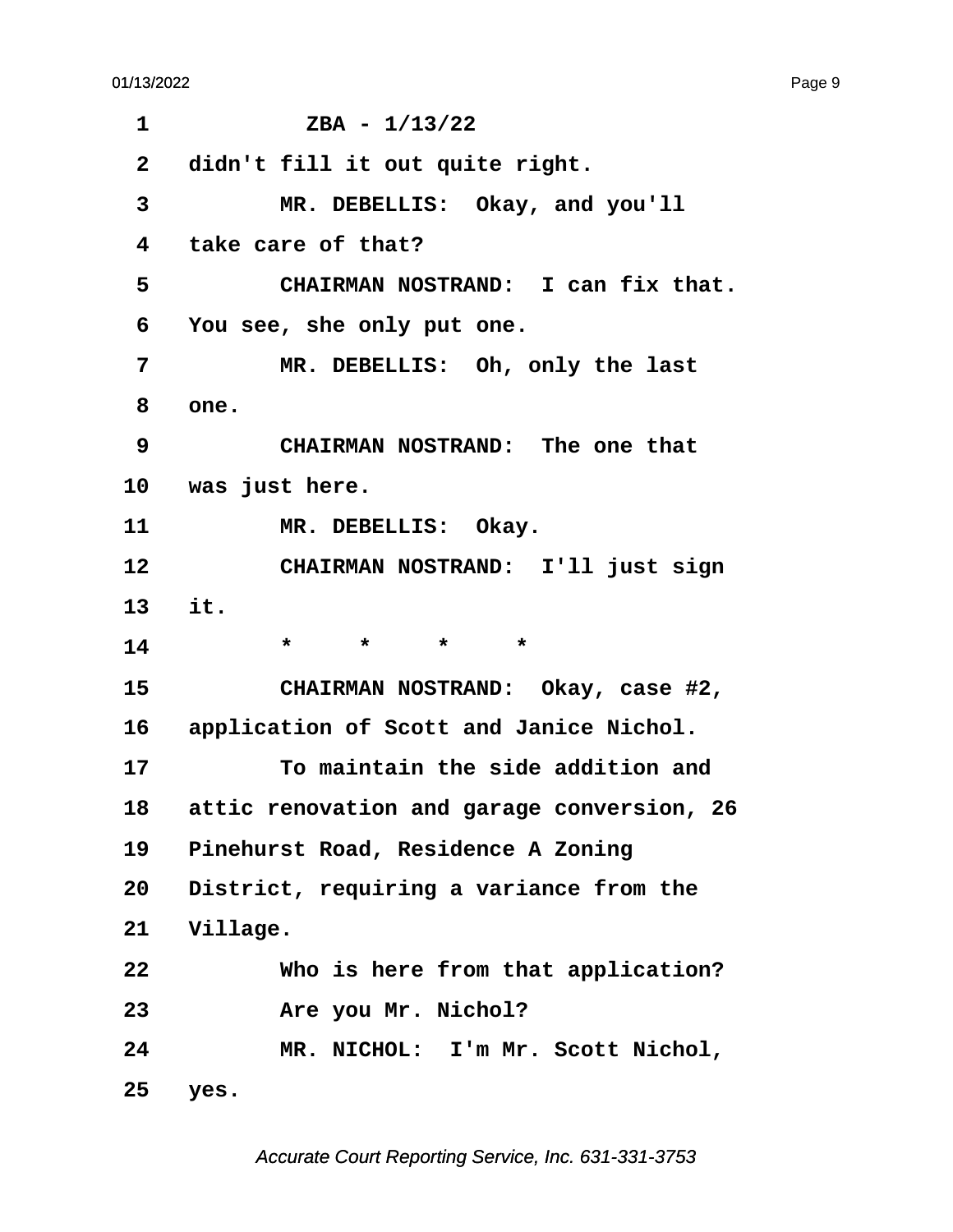ZBA - 1/13/22

didn't fill it out quite right.

MR. DEBELLIS: Okay, and you'll take care of that?

CHAIRMAN NOSTRAND: I can fix that. You see, she only put one.

MR. DEBELLIS: Oh, only the last one.

CHAIRMAN NOSTRAND: The one that was just here.

MR. DEBELLIS: Okay.

CHAIRMAN NOSTRAND: I'll just sign it.

\* \* \* \*

CHAIRMAN NOSTRAND: Okay, case #2, application of Scott and Janice Nichol.

To maintain the side addition and attic renovation and garage conversion, 26 Pinehurst Road, Residence A Zoning District, requiring a variance from the Village.

Who is here from that application?

Are you Mr. Nichol?

MR. NICHOL: I'm Mr. Scott Nichol, yes.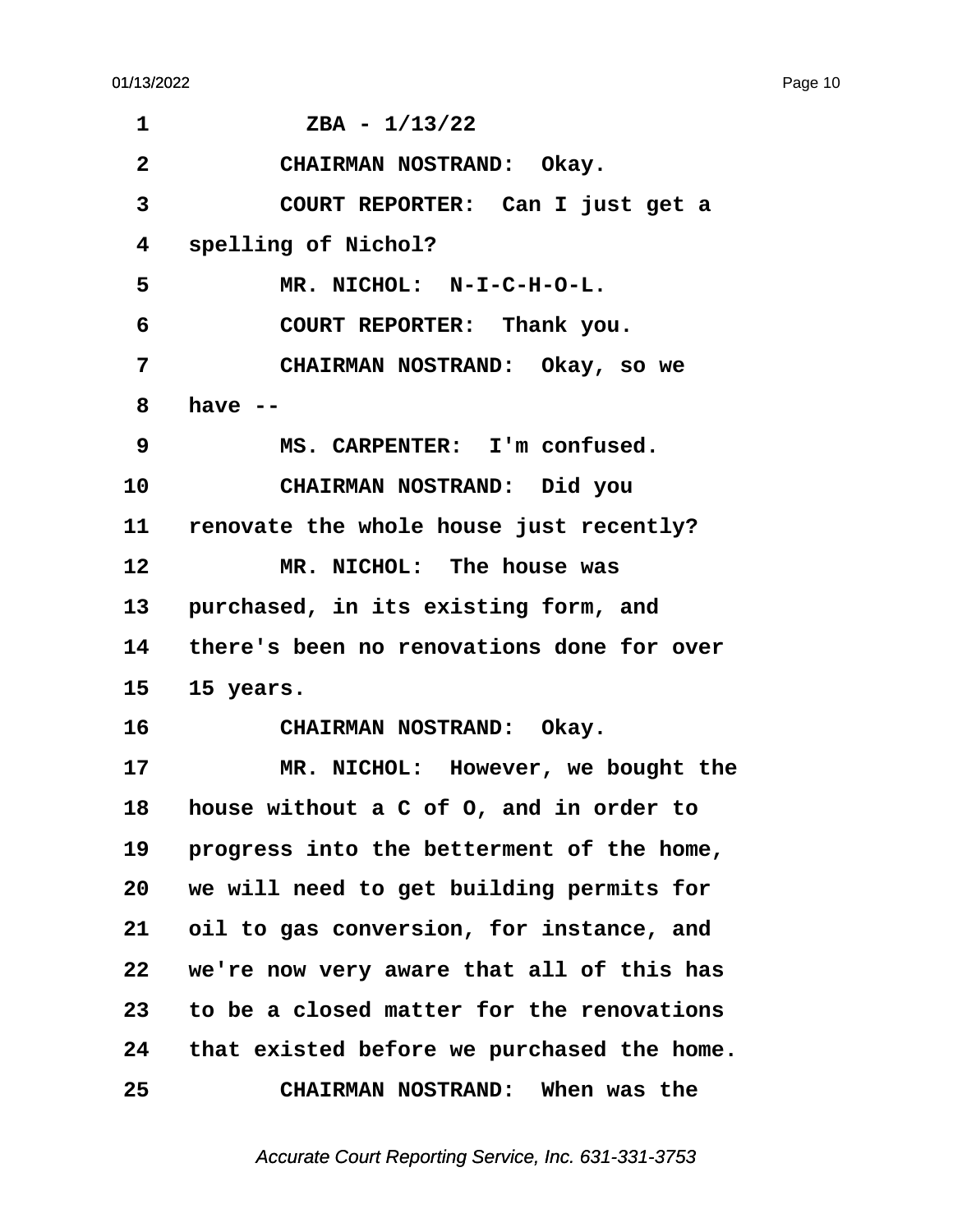ZBA - 1/13/22

CHAIRMAN NOSTRAND: Okay.

COURT REPORTER: Can I just get a spelling of Nichol?

MR. NICHOL: N-I-C-H-O-L.

COURT REPORTER: Thank you.

CHAIRMAN NOSTRAND: Okay, so we have --

MS. CARPENTER: I'm confused.

CHAIRMAN NOSTRAND: Did you renovate the whole house just recently?

MR. NICHOL: The house was purchased, in its existing form, and there's been no renovations done for over 15 years.

CHAIRMAN NOSTRAND: Okay.

MR. NICHOL: However, we bought the house without a C of O, and in order to progress into the betterment of the home, we will need to get building permits for oil to gas conversion, for instance, and we're now very aware that all of this has to be a closed matter for the renovations that existed before we purchased the home.

CHAIRMAN NOSTRAND: When was the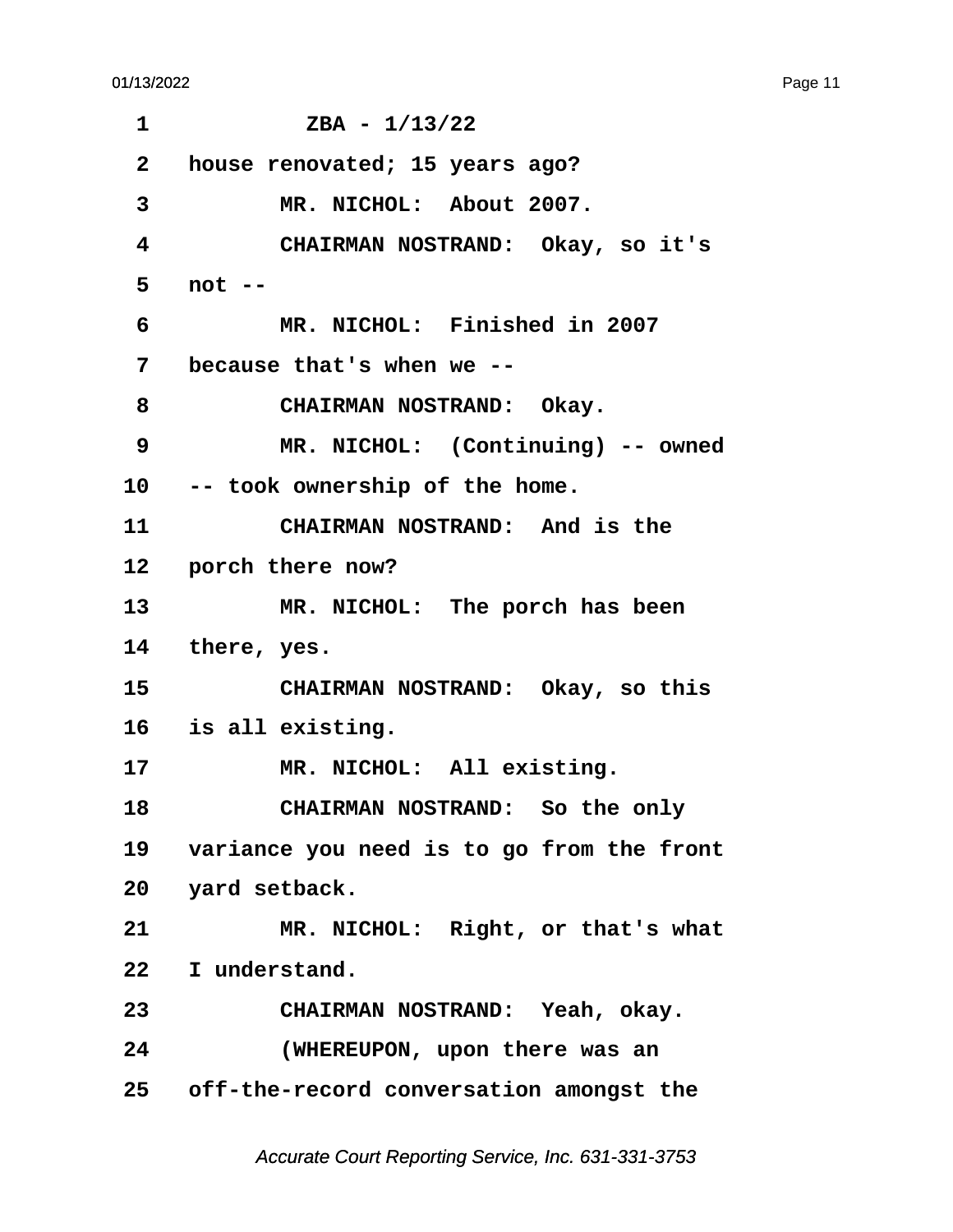ZBA - 1/13/22

house renovated; 15 years ago?

MR. NICHOL: About 2007.

CHAIRMAN NOSTRAND: Okay, so it's not --

MR. NICHOL: Finished in 2007 because that's when we --

CHAIRMAN NOSTRAND: Okay.

MR. NICHOL: (Continuing) -- owned -- took ownership of the home.

CHAIRMAN NOSTRAND: And is the porch there now?

MR. NICHOL: The porch has been there, yes.

CHAIRMAN NOSTRAND: Okay, so this is all existing.

MR. NICHOL: All existing.

CHAIRMAN NOSTRAND: So the only variance you need is to go from the front yard setback.

MR. NICHOL: Right, or that's what I understand.

CHAIRMAN NOSTRAND: Yeah, okay.

(WHEREUPON, upon there was an off-the-record conversation amongst the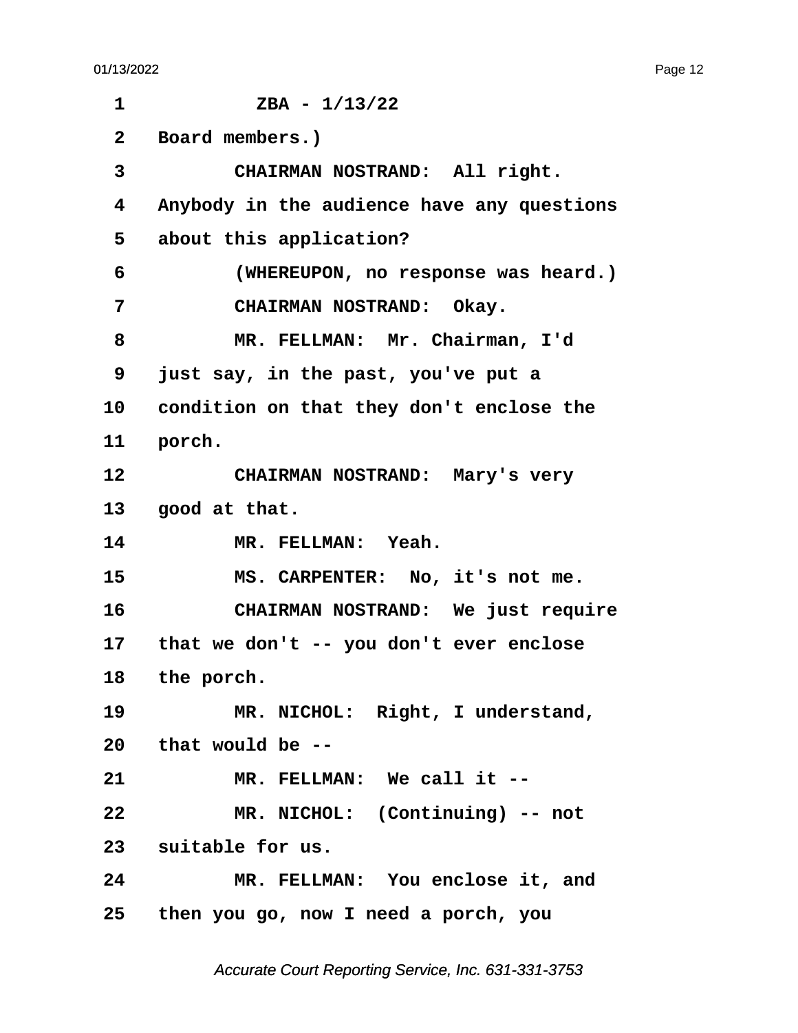ZBA - 1/13/22

Board members.)

CHAIRMAN NOSTRAND: All right. Anybody in the audience have any questions about this application?

(WHEREUPON, no response was heard.)

CHAIRMAN NOSTRAND: Okay.

MR. FELLMAN: Mr. Chairman, I'd just say, in the past, you've put a condition on that they don't enclose the porch.

CHAIRMAN NOSTRAND: Mary's very good at that.

MR. FELLMAN: Yeah.

MS. CARPENTER: No, it's not me.

CHAIRMAN NOSTRAND: We just require that we don't -- you don't ever enclose the porch.

MR. NICHOL: Right, I understand, that would be --

MR. FELLMAN: We call it --

MR. NICHOL: (Continuing) -- not suitable for us.

MR. FELLMAN: You enclose it, and then you go, now I need a porch, you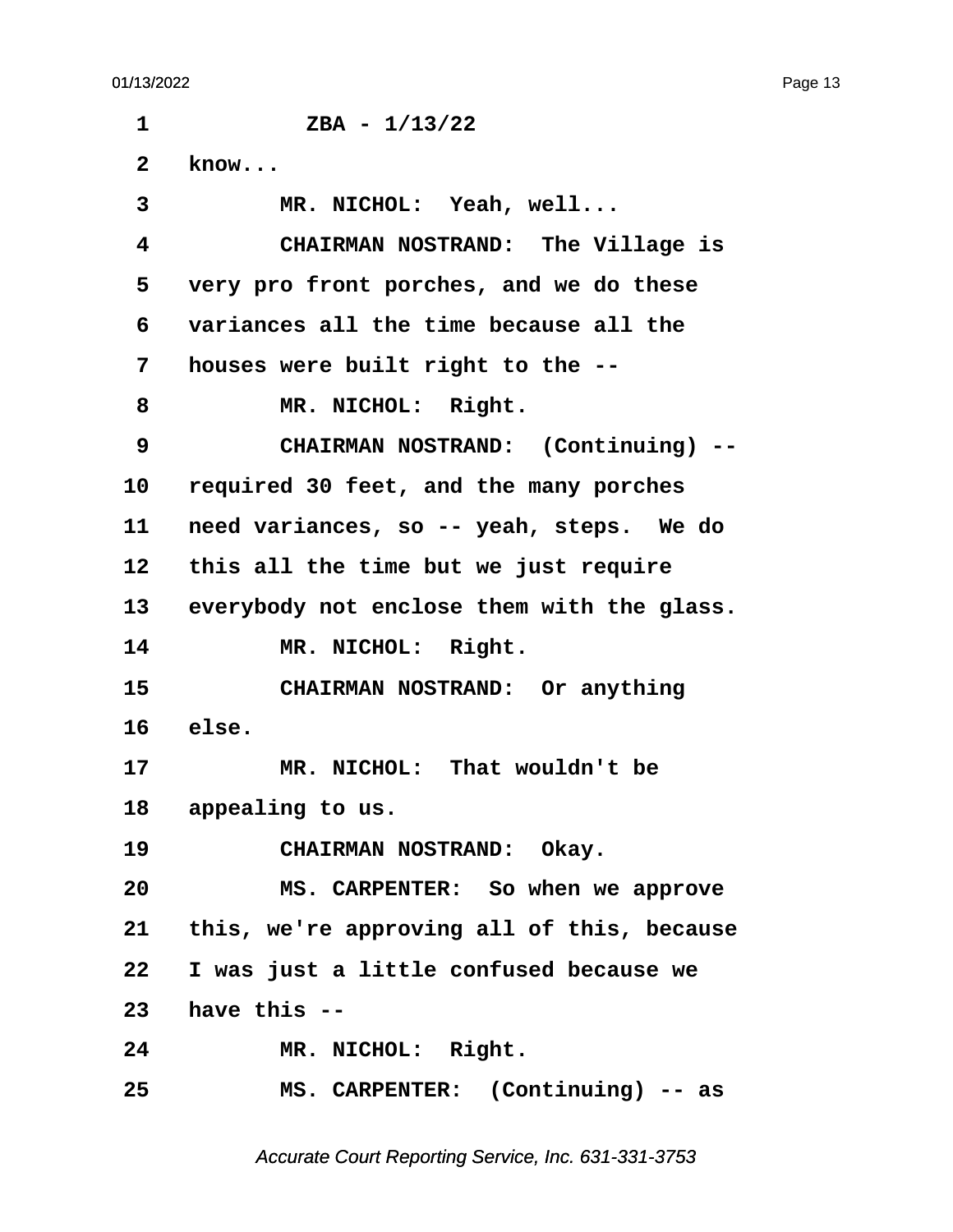1 ZBA - 1/13/22

2 know...

3 MR. NICHOL: Yeah, well...

4 CHAIRMAN NOSTRAND: The Village is

5 very pro front porches, and we do these

6 variances all the time because all the

7 houses were built right to the --

8 MR. NICHOL: Right.

9 CHAIRMAN NOSTRAND: (Continuing) --

10 required 30 feet, and the many porches

11 need variances, so -- yeah, steps. We do

12 this all the time but we just require

13 everybody not enclose them with the glass.

14 MR. NICHOL: Right.

15 CHAIRMAN NOSTRAND: Or anything

16 else.

17 MR. NICHOL: That wouldn't be

18 appealing to us.

19 CHAIRMAN NOSTRAND: Okay.

20 MS. CARPENTER: So when we approve

21 this, we're approving all of this, because

22 I was just a little confused because we

23 have this --

24 MR. NICHOL: Right.

25 MS. CARPENTER: (Continuing) -- as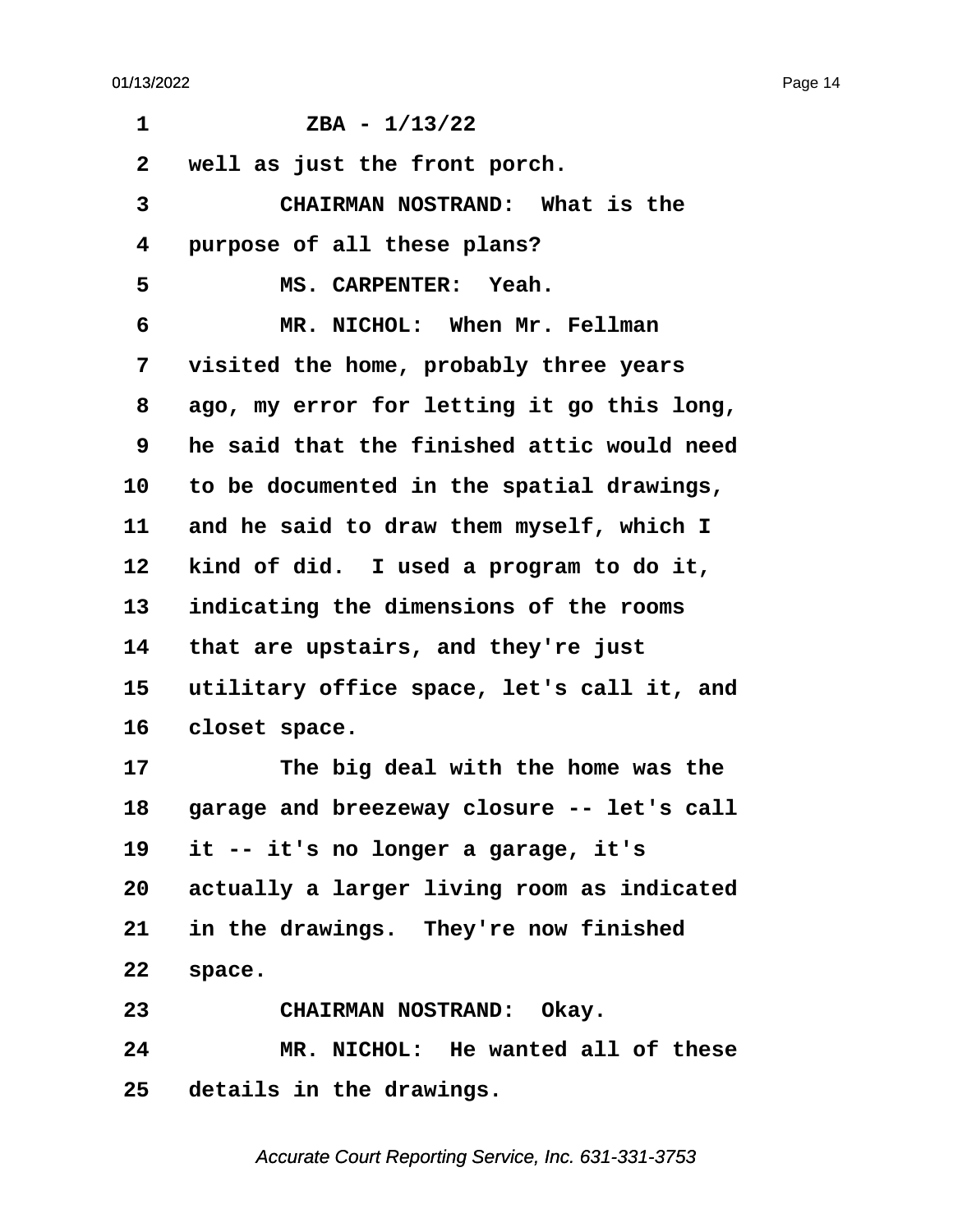ZBA - 1/13/22

well as just the front porch.

CHAIRMAN NOSTRAND: What is the purpose of all these plans?

MS. CARPENTER: Yeah.

MR. NICHOL: When Mr. Fellman visited the home, probably three years ago, my error for letting it go this long, he said that the finished attic would need to be documented in the spatial drawings, and he said to draw them myself, which I kind of did. I used a program to do it, indicating the dimensions of the rooms that are upstairs, and they're just utilitary office space, let's call it, and closet space.

The big deal with the home was the garage and breezeway closure -- let's call it -- it's no longer a garage, it's actually a larger living room as indicated in the drawings. They're now finished space.

CHAIRMAN NOSTRAND: Okay.

MR. NICHOL: He wanted all of these details in the drawings.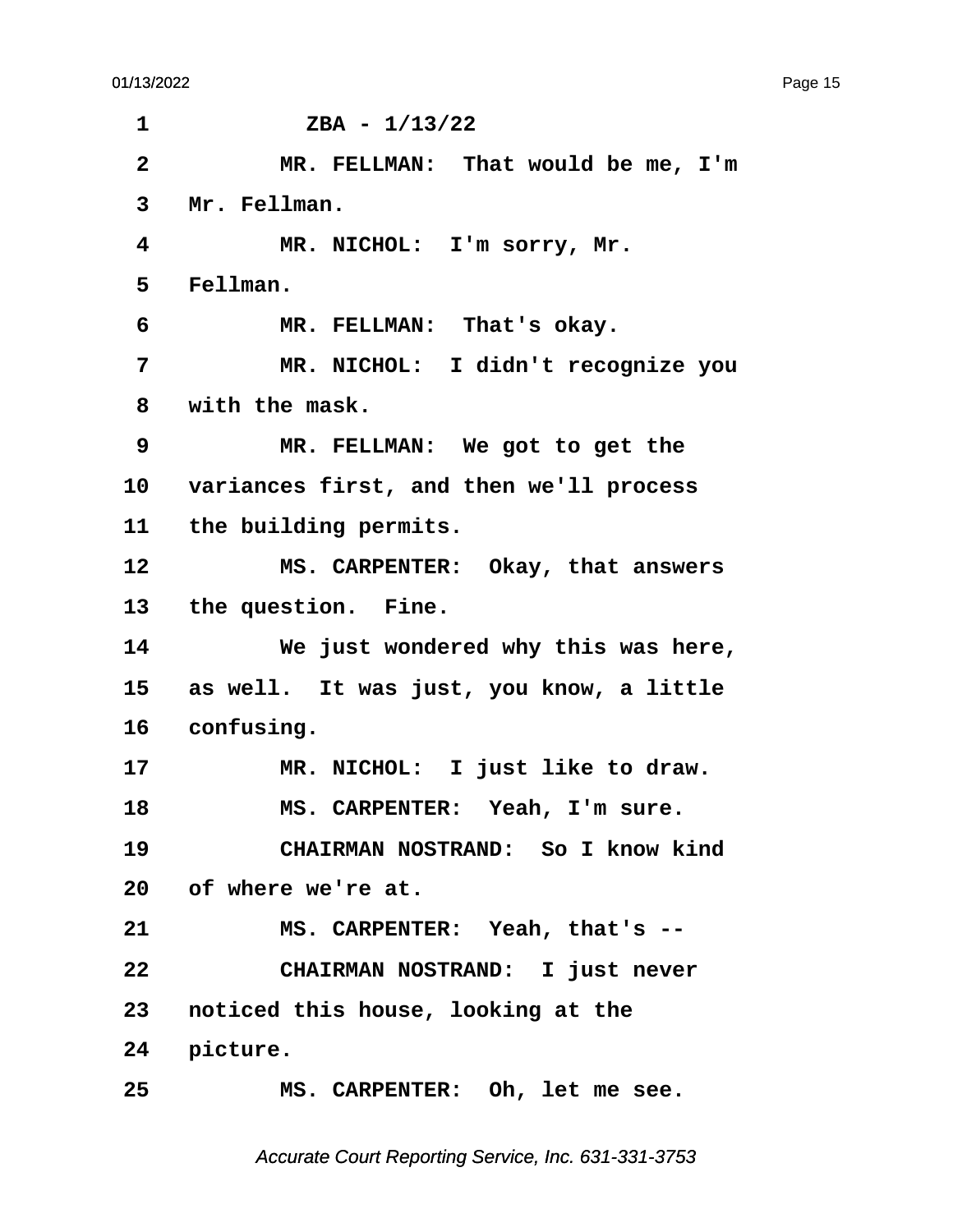ZBA - 1/13/22

MR. FELLMAN: That would be me, I'm Mr. Fellman.

MR. NICHOL: I'm sorry, Mr. Fellman.

MR. FELLMAN: That's okay.

MR. NICHOL: I didn't recognize you with the mask.

MR. FELLMAN: We got to get the variances first, and then we'll process the building permits.

MS. CARPENTER: Okay, that answers the question. Fine.

We just wondered why this was here, as well. It was just, you know, a little confusing.

MR. NICHOL: I just like to draw.

MS. CARPENTER: Yeah, I'm sure.

CHAIRMAN NOSTRAND: So I know kind of where we're at.

MS. CARPENTER: Yeah, that's --

CHAIRMAN NOSTRAND: I just never noticed this house, looking at the picture.

MS. CARPENTER: Oh, let me see.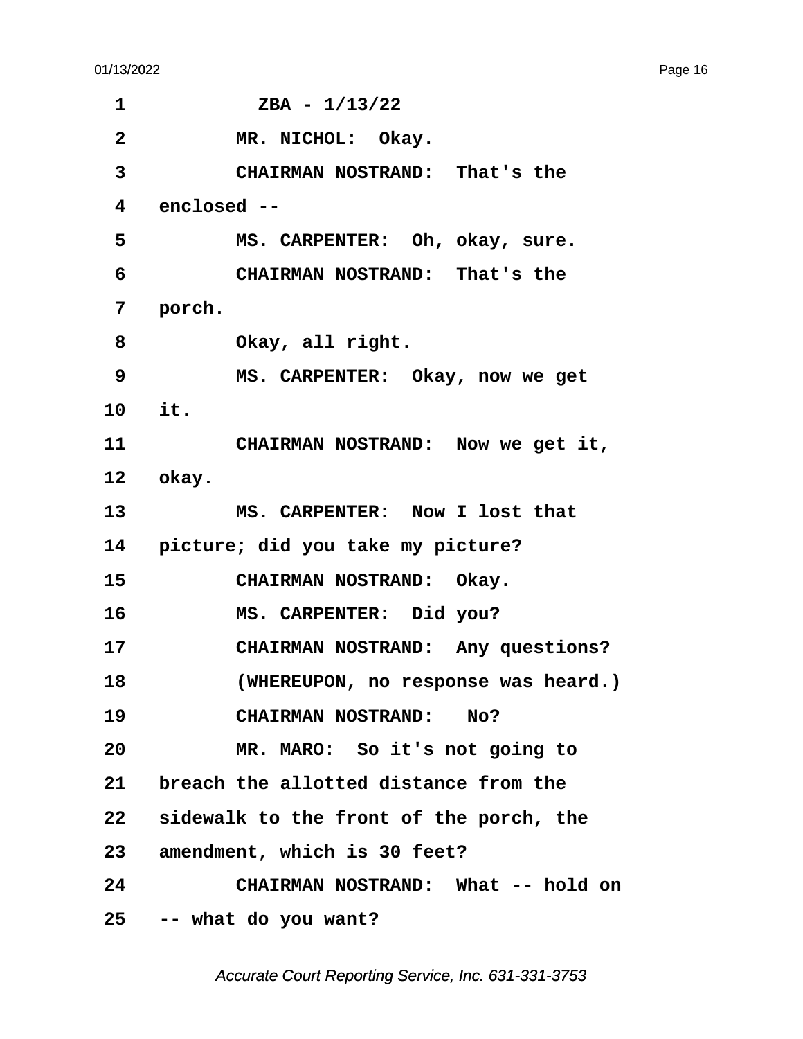ZBA - 1/13/22

MR. NICHOL: Okay.

CHAIRMAN NOSTRAND: That's the enclosed --

MS. CARPENTER: Oh, okay, sure.

CHAIRMAN NOSTRAND: That's the porch.

Okay, all right.

MS. CARPENTER: Okay, now we get it.

CHAIRMAN NOSTRAND: Now we get it, okay.

MS. CARPENTER: Now I lost that picture; did you take my picture?

CHAIRMAN NOSTRAND: Okay.

MS. CARPENTER: Did you?

CHAIRMAN NOSTRAND: Any questions?

(WHEREUPON, no response was heard.)

CHAIRMAN NOSTRAND: No?

MR. MARO: So it's not going to breach the allotted distance from the sidewalk to the front of the porch, the amendment, which is 30 feet?

CHAIRMAN NOSTRAND: What -- hold on -- what do you want?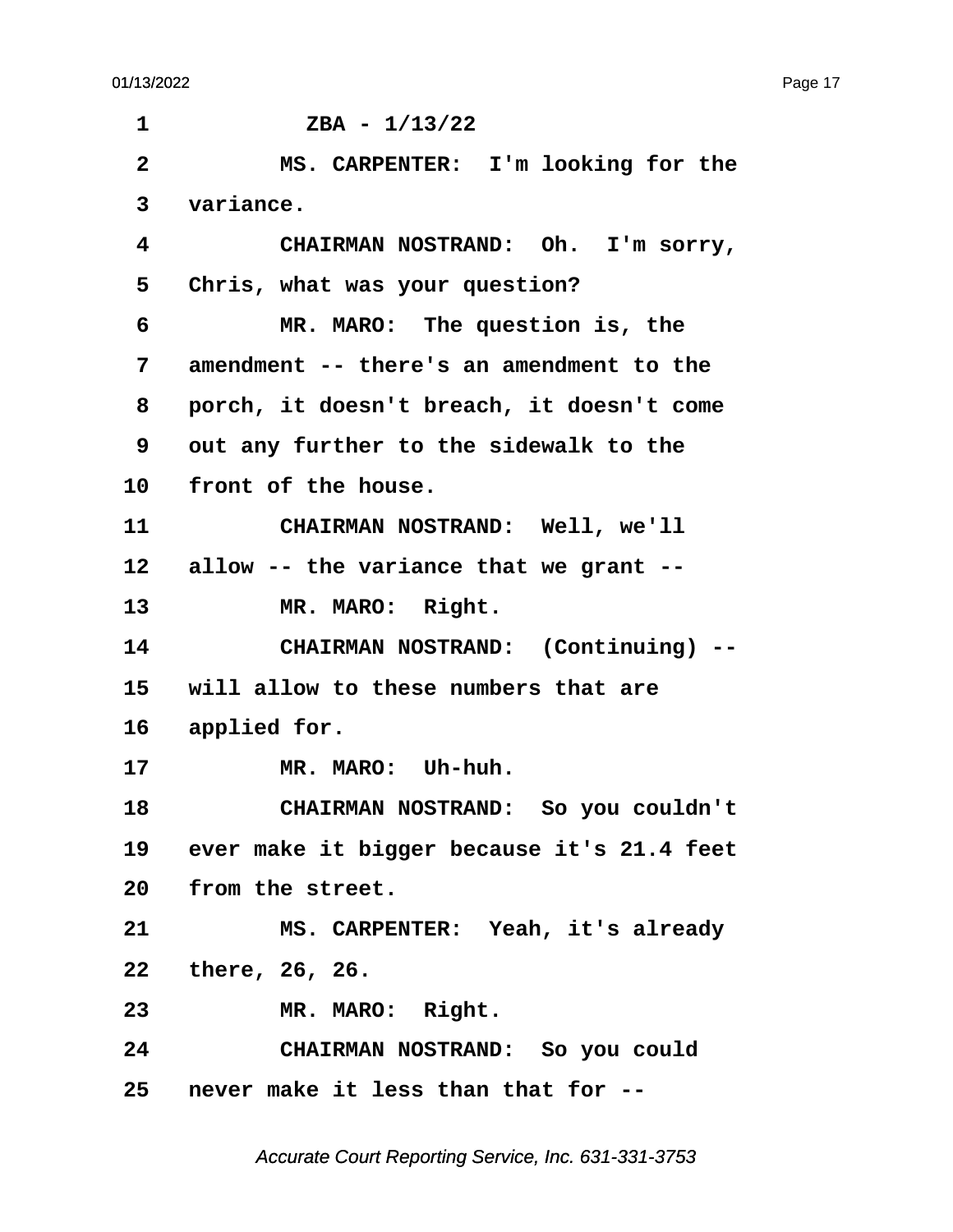ZBA - 1/13/22

MS. CARPENTER: I'm looking for the variance.

CHAIRMAN NOSTRAND: Oh. I'm sorry, Chris, what was your question?

MR. MARO: The question is, the amendment -- there's an amendment to the porch, it doesn't breach, it doesn't come out any further to the sidewalk to the front of the house.

CHAIRMAN NOSTRAND: Well, we'll allow -- the variance that we grant --

MR. MARO: Right.

CHAIRMAN NOSTRAND: (Continuing) -- will allow to these numbers that are applied for.

MR. MARO: Uh-huh.

CHAIRMAN NOSTRAND: So you couldn't ever make it bigger because it's 21.4 feet from the street.

MS. CARPENTER: Yeah, it's already there, 26, 26.

MR. MARO: Right.

CHAIRMAN NOSTRAND: So you could never make it less than that for --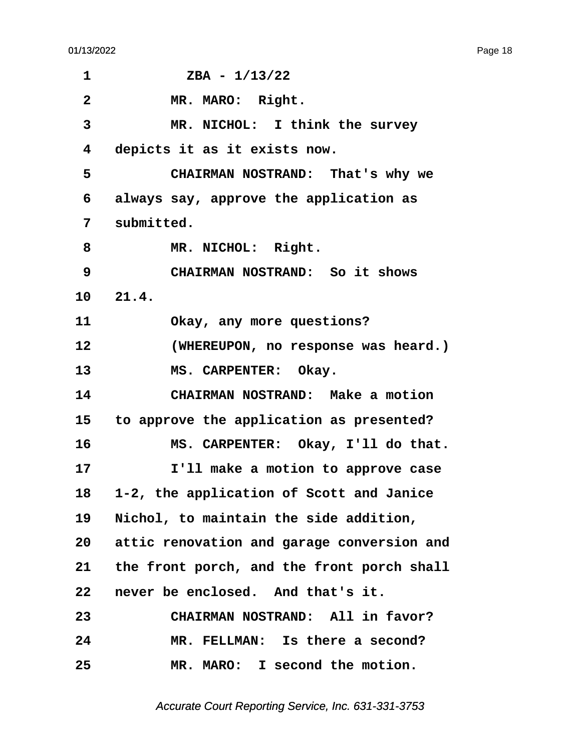ZBA - 1/13/22

MR. MARO: Right.

MR. NICHOL: I think the survey depicts it as it exists now.

CHAIRMAN NOSTRAND: That's why we always say, approve the application as submitted.

MR. NICHOL: Right.

CHAIRMAN NOSTRAND: So it shows 21.4.

Okay, any more questions?

(WHEREUPON, no response was heard.)

MS. CARPENTER: Okay.

CHAIRMAN NOSTRAND: Make a motion to approve the application as presented?

MS. CARPENTER: Okay, I'll do that.

I'll make a motion to approve case 1-2, the application of Scott and Janice Nichol, to maintain the side addition, attic renovation and garage conversion and the front porch, and the front porch shall never be enclosed. And that's it.

CHAIRMAN NOSTRAND: All in favor?

MR. FELLMAN: Is there a second?

MR. MARO: I second the motion.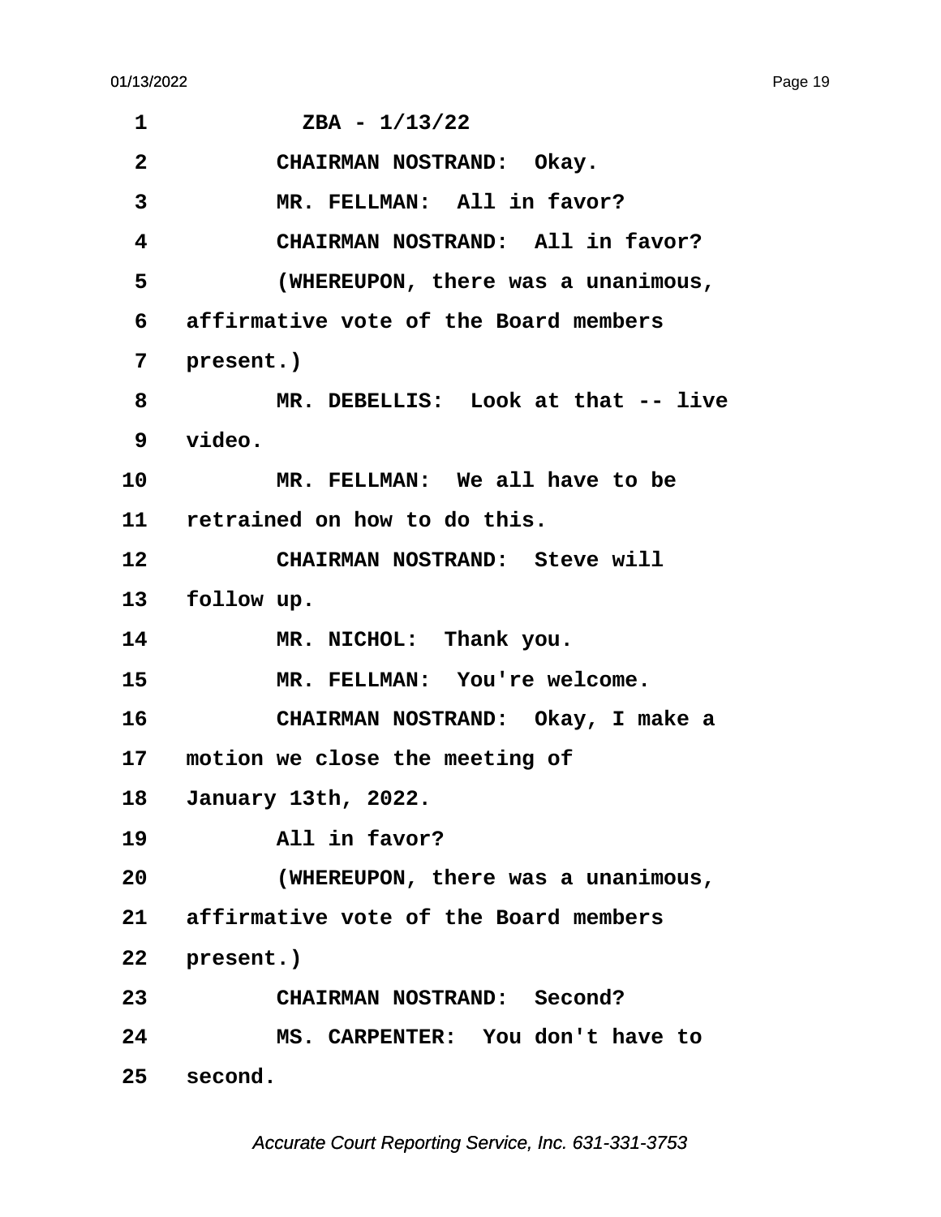ZBA - 1/13/22

CHAIRMAN NOSTRAND: Okay.

MR. FELLMAN: All in favor?

CHAIRMAN NOSTRAND: All in favor?

(WHEREUPON, there was a unanimous, affirmative vote of the Board members present.)

MR. DEBELLIS: Look at that -- live video.

MR. FELLMAN: We all have to be retrained on how to do this.

CHAIRMAN NOSTRAND: Steve will follow up.

MR. NICHOL: Thank you.

MR. FELLMAN: You're welcome.

CHAIRMAN NOSTRAND: Okay, I make a motion we close the meeting of January 13th, 2022.

All in favor?

(WHEREUPON, there was a unanimous, affirmative vote of the Board members present.)

CHAIRMAN NOSTRAND: Second?

MS. CARPENTER: You don't have to second.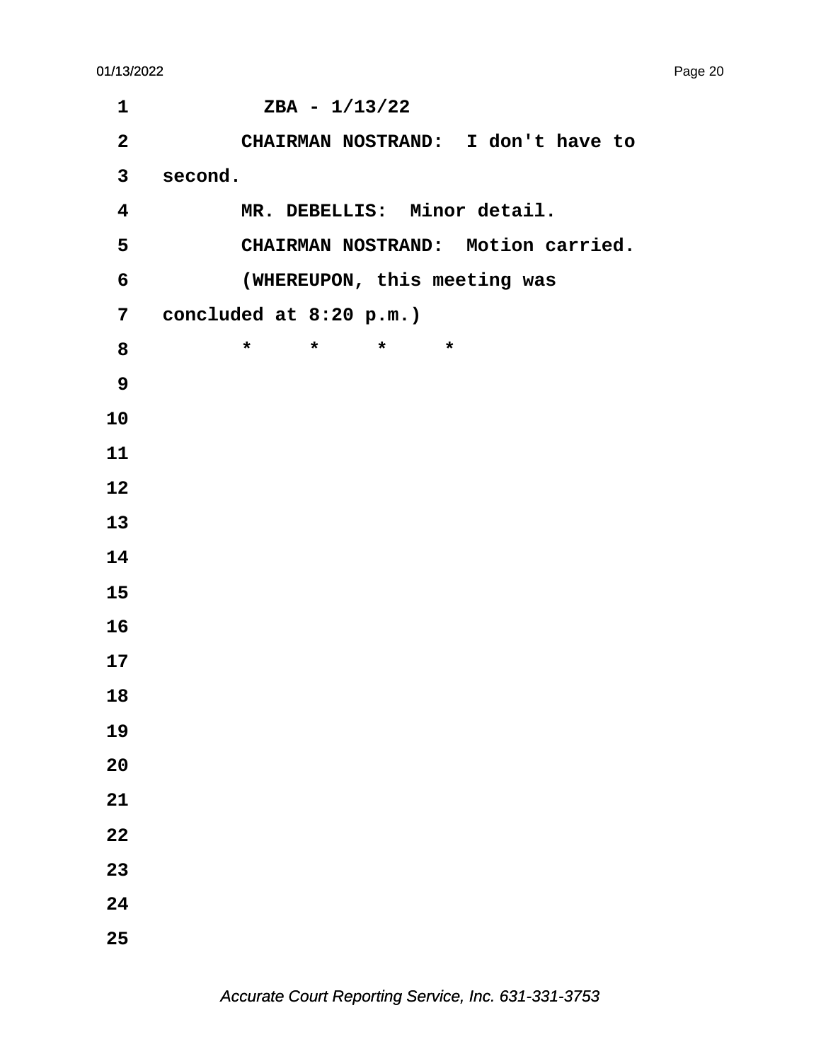ZBA - 1/13/22

CHAIRMAN NOSTRAND:  I don't have to second.

MR. DEBELLIS:  Minor detail.

CHAIRMAN NOSTRAND:  Motion carried.

(WHEREUPON, this meeting was concluded at 8:20 p.m.)

*     *     *     *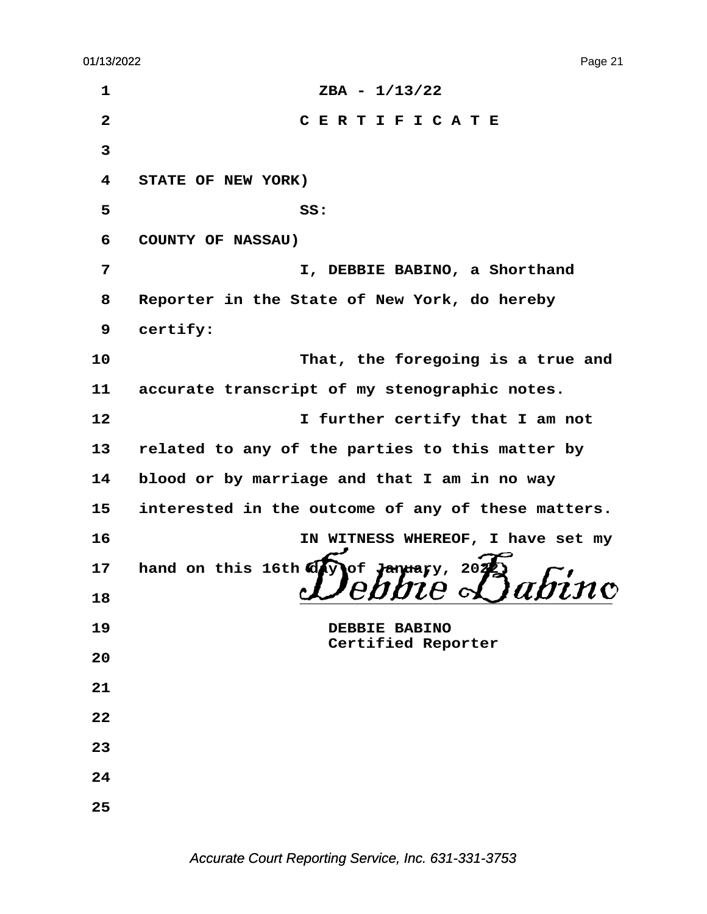ZBA - 1/13/22

CERTIFICATE

STATE OF NEW YORK)

SS:

COUNTY OF NASSAU)

I, DEBBIE BABINO, a Shorthand Reporter in the State of New York, do hereby certify:

That, the foregoing is a true and accurate transcript of my stenographic notes.

I further certify that I am not related to any of the parties to this matter by blood or by marriage and that I am in no way interested in the outcome of any of these matters.

IN WITNESS WHEREOF, I have set my hand on this 16th day of January, 2022.

Debbie Babino

DEBBIE BABINO
Certified Reporter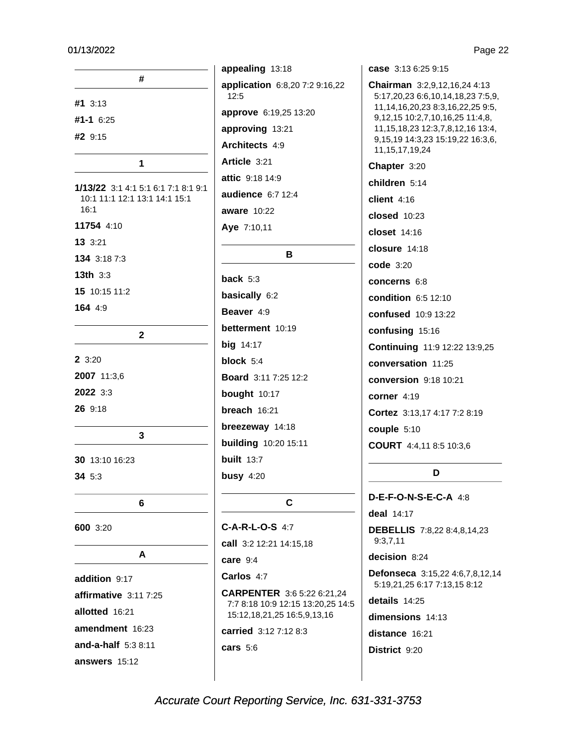## #

**#1** 3:13

**#1-1** 6:25

**#2** 9:15

## 1

**1/13/22** 3:1 4:1 5:1 6:1 7:1 8:1 9:1 10:1 11:1 12:1 13:1 14:1 15:1 16:1

**11754** 4:10

**13** 3:21

**134** 3:18 7:3

**13th** 3:3

**15** 10:15 11:2

**164** 4:9

## 2

**2** 3:20

**2007** 11:3,6

**2022** 3:3

**26** 9:18

## 3

**30** 13:10 16:23

**34** 5:3

## 6

**600** 3:20

## A

**addition** 9:17

**affirmative** 3:11 7:25

**allotted** 16:21

**amendment** 16:23

**and-a-half** 5:3 8:11

**answers** 15:12

**appealing** 13:18

**application** 6:8,20 7:2 9:16,22 12:5

**approve** 6:19,25 13:20

**approving** 13:21

**Architects** 4:9

**Article** 3:21

**attic** 9:18 14:9

**audience** 6:7 12:4

**aware** 10:22

**Aye** 7:10,11

## B

**back** 5:3

**basically** 6:2

**Beaver** 4:9

**betterment** 10:19

**big** 14:17

**block** 5:4

**Board** 3:11 7:25 12:2

**bought** 10:17

**breach** 16:21

**breezeway** 14:18

**building** 10:20 15:11

**built** 13:7

**busy** 4:20

## C

**C-A-R-L-O-S** 4:7

**call** 3:2 12:21 14:15,18

**care** 9:4

**Carlos** 4:7

**CARPENTER** 3:6 5:22 6:21,24 7:7 8:18 10:9 12:15 13:20,25 14:5 15:12,18,21,25 16:5,9,13,16

**carried** 3:12 7:12 8:3

**cars** 5:6

**case** 3:13 6:25 9:15

**Chairman** 3:2,9,12,16,24 4:13 5:17,20,23 6:6,10,14,18,23 7:5,9, 11,14,16,20,23 8:3,16,22,25 9:5, 9,12,15 10:2,7,10,16,25 11:4,8, 11,15,18,23 12:3,7,8,12,16 13:4, 9,15,19 14:3,23 15:19,22 16:3,6, 11,15,17,19,24

**Chapter** 3:20

**children** 5:14

**client** 4:16

**closed** 10:23

**closet** 14:16

**closure** 14:18

**code** 3:20

**concerns** 6:8

**condition** 6:5 12:10

**confused** 10:9 13:22

**confusing** 15:16

**Continuing** 11:9 12:22 13:9,25

**conversation** 11:25

**conversion** 9:18 10:21

**corner** 4:19

**Cortez** 3:13,17 4:17 7:2 8:19

**couple** 5:10

**COURT** 4:4,11 8:5 10:3,6

## D

**D-E-F-O-N-S-E-C-A** 4:8

**deal** 14:17

**DEBELLIS** 7:8,22 8:4,8,14,23 9:3,7,11

**decision** 8:24

**Defonseca** 3:15,22 4:6,7,8,12,14 5:19,21,25 6:17 7:13,15 8:12

**details** 14:25

**dimensions** 14:13

**distance** 16:21

**District** 9:20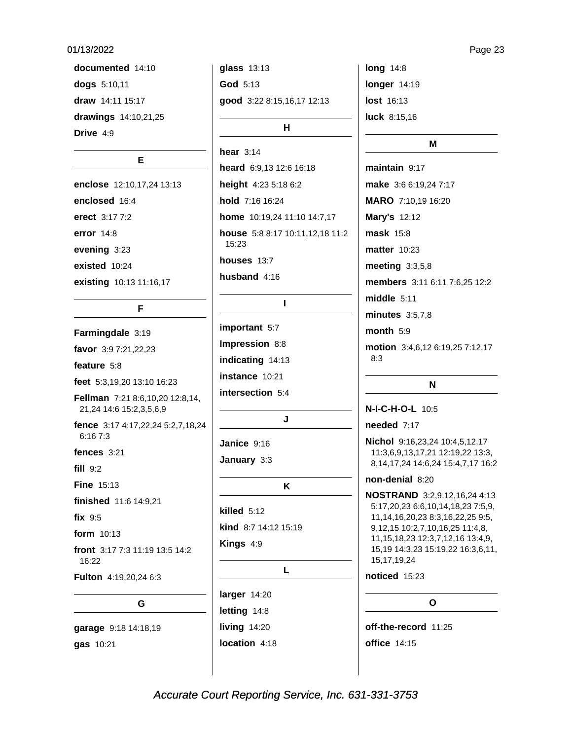**documented** 14:10

**dogs** 5:10,11

**draw** 14:11 15:17

**drawings** 14:10,21,25

**Drive** 4:9

## E

**enclose** 12:10,17,24 13:13

**enclosed** 16:4

**erect** 3:17 7:2

**error** 14:8

**evening** 3:23

**existed** 10:24

**existing** 10:13 11:16,17

## F

**Farmingdale** 3:19

**favor** 3:9 7:21,22,23

**feature** 5:8

**feet** 5:3,19,20 13:10 16:23

**Fellman** 7:21 8:6,10,20 12:8,14, 21,24 14:6 15:2,3,5,6,9

**fence** 3:17 4:17,22,24 5:2,7,18,24 6:16 7:3

**fences** 3:21

**fill** 9:2

**Fine** 15:13

**finished** 11:6 14:9,21

**fix** 9:5

**form** 10:13

**front** 3:17 7:3 11:19 13:5 14:2 16:22

**Fulton** 4:19,20,24 6:3

## G

**garage** 9:18 14:18,19

**gas** 10:21

**glass** 13:13

**God** 5:13

**good** 3:22 8:15,16,17 12:13

## H

**hear** 3:14

**heard** 6:9,13 12:6 16:18

**height** 4:23 5:18 6:2

**hold** 7:16 16:24

**home** 10:19,24 11:10 14:7,17

**house** 5:8 8:17 10:11,12,18 11:2 15:23

**houses** 13:7

**husband** 4:16

## I

**important** 5:7

**Impression** 8:8

**indicating** 14:13

**instance** 10:21

**intersection** 5:4

## J

**Janice** 9:16

**January** 3:3

## K

**killed** 5:12

**kind** 8:7 14:12 15:19

**Kings** 4:9

## L

**larger** 14:20

**letting** 14:8

**living** 14:20

**location** 4:18

**long** 14:8

**longer** 14:19

**lost** 16:13

**luck** 8:15,16

## M

**maintain** 9:17

**make** 3:6 6:19,24 7:17

**MARO** 7:10,19 16:20

**Mary's** 12:12

**mask** 15:8

**matter** 10:23

**meeting** 3:3,5,8

**members** 3:11 6:11 7:6,25 12:2

**middle** 5:11

**minutes** 3:5,7,8

**month** 5:9

**motion** 3:4,6,12 6:19,25 7:12,17 8:3

## N

**N-I-C-H-O-L** 10:5

**needed** 7:17

**Nichol** 9:16,23,24 10:4,5,12,17 11:3,6,9,13,17,21 12:19,22 13:3, 8,14,17,24 14:6,24 15:4,7,17 16:2

**non-denial** 8:20

**NOSTRAND** 3:2,9,12,16,24 4:13 5:17,20,23 6:6,10,14,18,23 7:5,9, 11,14,16,20,23 8:3,16,22,25 9:5, 9,12,15 10:2,7,10,16,25 11:4,8, 11,15,18,23 12:3,7,12,16 13:4,9, 15,19 14:3,23 15:19,22 16:3,6,11, 15,17,19,24

**noticed** 15:23

## O

**off-the-record** 11:25

**office** 14:15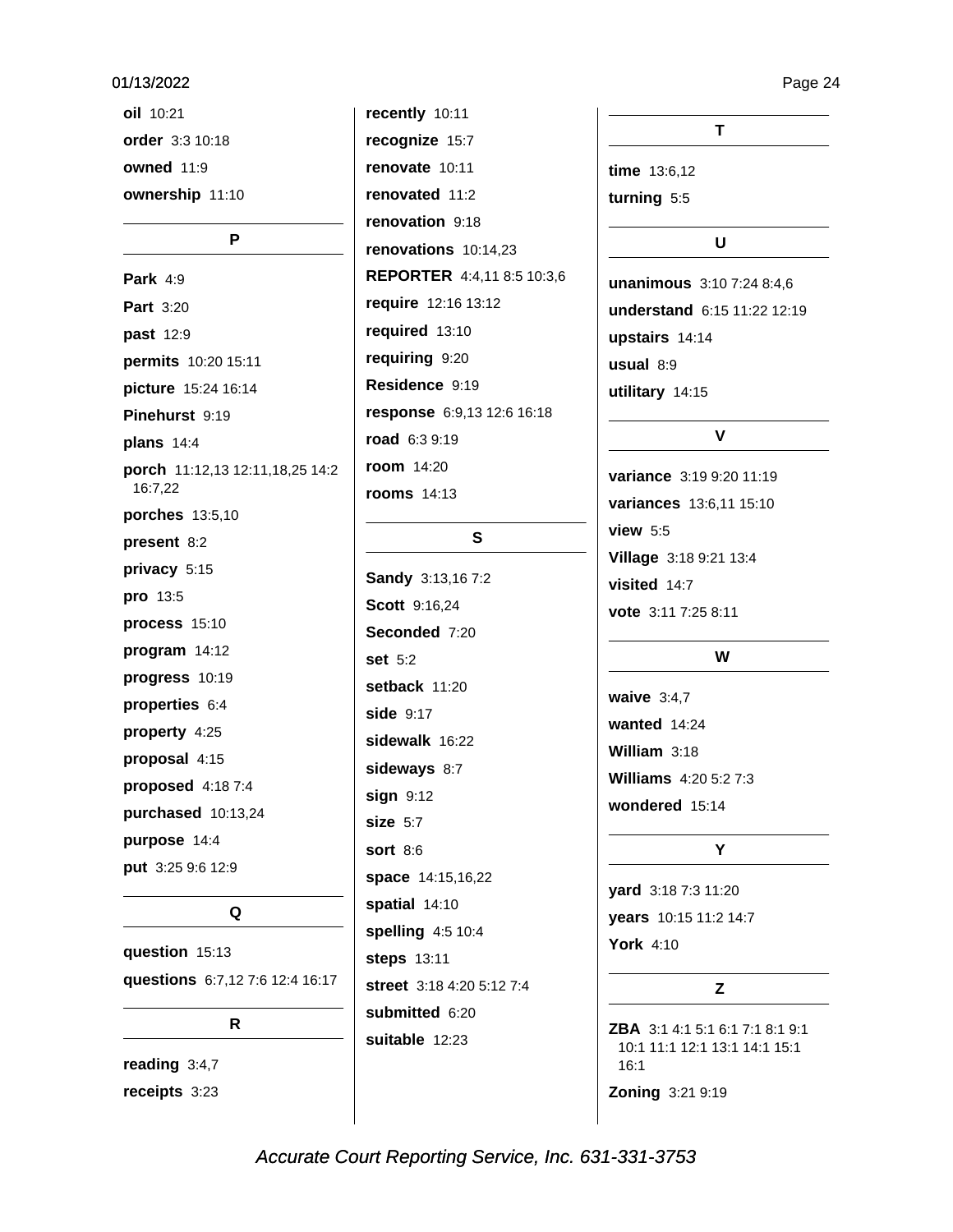**oil** 10:21

**order** 3:3 10:18

**owned** 11:9

**ownership** 11:10

## P

**Park** 4:9

**Part** 3:20

**past** 12:9

**permits** 10:20 15:11

**picture** 15:24 16:14

**Pinehurst** 9:19

**plans** 14:4

**porch** 11:12,13 12:11,18,25 14:2 16:7,22

**porches** 13:5,10

**present** 8:2

**privacy** 5:15

**pro** 13:5

**process** 15:10

**program** 14:12

**progress** 10:19

**properties** 6:4

**property** 4:25

**proposal** 4:15

**proposed** 4:18 7:4

**purchased** 10:13,24

**purpose** 14:4

**put** 3:25 9:6 12:9

## Q

**question** 15:13

**questions** 6:7,12 7:6 12:4 16:17

## R

**reading** 3:4,7

**receipts** 3:23

**recently** 10:11

**recognize** 15:7

**renovate** 10:11

**renovated** 11:2

**renovation** 9:18

**renovations** 10:14,23

**REPORTER** 4:4,11 8:5 10:3,6

**require** 12:16 13:12

**required** 13:10

**requiring** 9:20

**Residence** 9:19

**response** 6:9,13 12:6 16:18

**road** 6:3 9:19

**room** 14:20

**rooms** 14:13

## S

**Sandy** 3:13,16 7:2

**Scott** 9:16,24

**Seconded** 7:20

**set** 5:2

**setback** 11:20

**side** 9:17

**sidewalk** 16:22

**sideways** 8:7

**sign** 9:12

**size** 5:7

**sort** 8:6

**space** 14:15,16,22

**spatial** 14:10

**spelling** 4:5 10:4

**steps** 13:11

**street** 3:18 4:20 5:12 7:4

**submitted** 6:20

**suitable** 12:23

## T

**time** 13:6,12

**turning** 5:5

## U

**unanimous** 3:10 7:24 8:4,6

**understand** 6:15 11:22 12:19

**upstairs** 14:14

**usual** 8:9

**utilitary** 14:15

## V

**variance** 3:19 9:20 11:19

**variances** 13:6,11 15:10

**view** 5:5

**Village** 3:18 9:21 13:4

**visited** 14:7

**vote** 3:11 7:25 8:11

## W

**waive** 3:4,7

**wanted** 14:24

**William** 3:18

**Williams** 4:20 5:2 7:3

**wondered** 15:14

## Y

**yard** 3:18 7:3 11:20

**years** 10:15 11:2 14:7

**York** 4:10

## Z

**ZBA** 3:1 4:1 5:1 6:1 7:1 8:1 9:1 10:1 11:1 12:1 13:1 14:1 15:1 16:1

**Zoning** 3:21 9:19